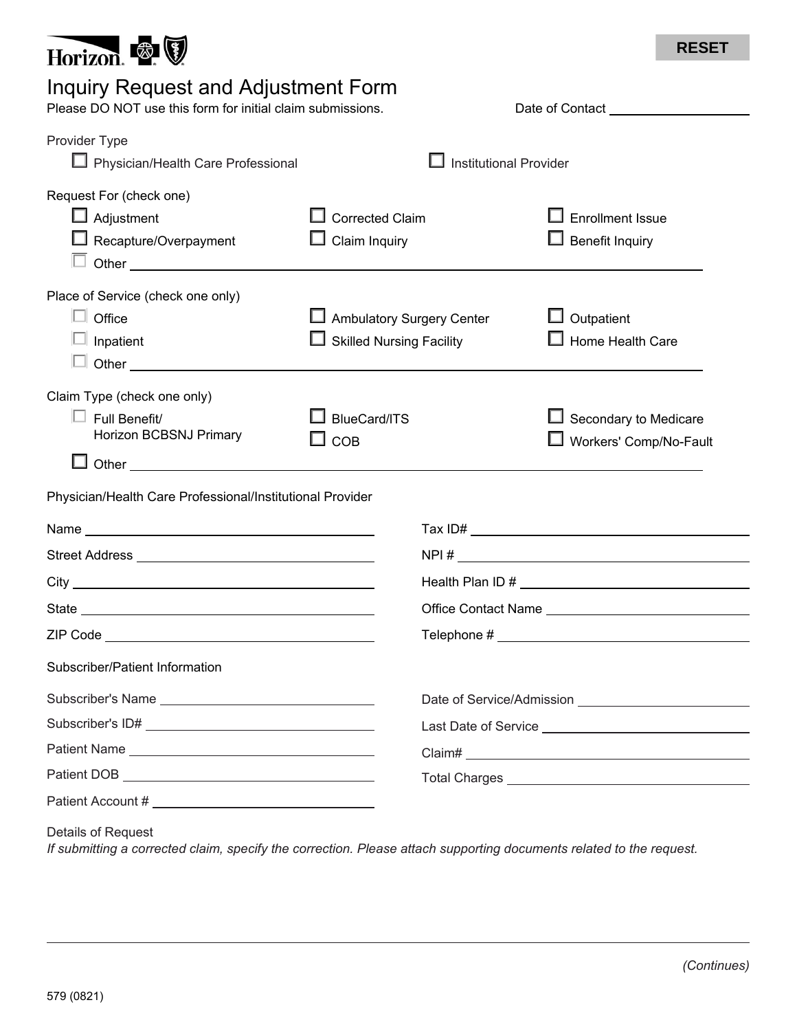Horizon

RESET

# Inquiry Request and Adjustment Form

Please DO NOT use this form for initial claim submissions.

Date of Contact ____________________

**Provider Type**

- ☐ Physician/Health Care Professional
- ☐ Institutional Provider

**Request For (check one)**

- ☐ Adjustment
- ☐ Corrected Claim
- ☐ Enrollment Issue
- ☐ Recapture/Overpayment
- ☐ Claim Inquiry
- ☐ Benefit Inquiry
- ☐ Other ____________________

**Place of Service (check one only)**

- ☐ Office
- ☐ Ambulatory Surgery Center
- ☐ Outpatient
- ☐ Inpatient
- ☐ Skilled Nursing Facility
- ☐ Home Health Care
- ☐ Other ____________________

**Claim Type (check one only)**

- ☐ Full Benefit/ Horizon BCBSNJ Primary
- ☐ BlueCard/ITS
- ☐ Secondary to Medicare
- ☐ COB
- ☐ Workers' Comp/No-Fault
- ☐ Other ____________________

**Physician/Health Care Professional/Institutional Provider**

Name ____________________

Street Address ____________________

City ____________________

State ____________________

ZIP Code ____________________

Tax ID# ____________________

NPI # ____________________

Health Plan ID # ____________________

Office Contact Name ____________________

Telephone # ____________________

**Subscriber/Patient Information**

Subscriber's Name ____________________

Subscriber's ID# ____________________

Patient Name ____________________

Patient DOB ____________________

Patient Account # ____________________

Date of Service/Admission ____________________

Last Date of Service ____________________

Claim# ____________________

Total Charges ____________________

**Details of Request**

*If submitting a corrected claim, specify the correction. Please attach supporting documents related to the request.*

*(Continues)*

579 (0821)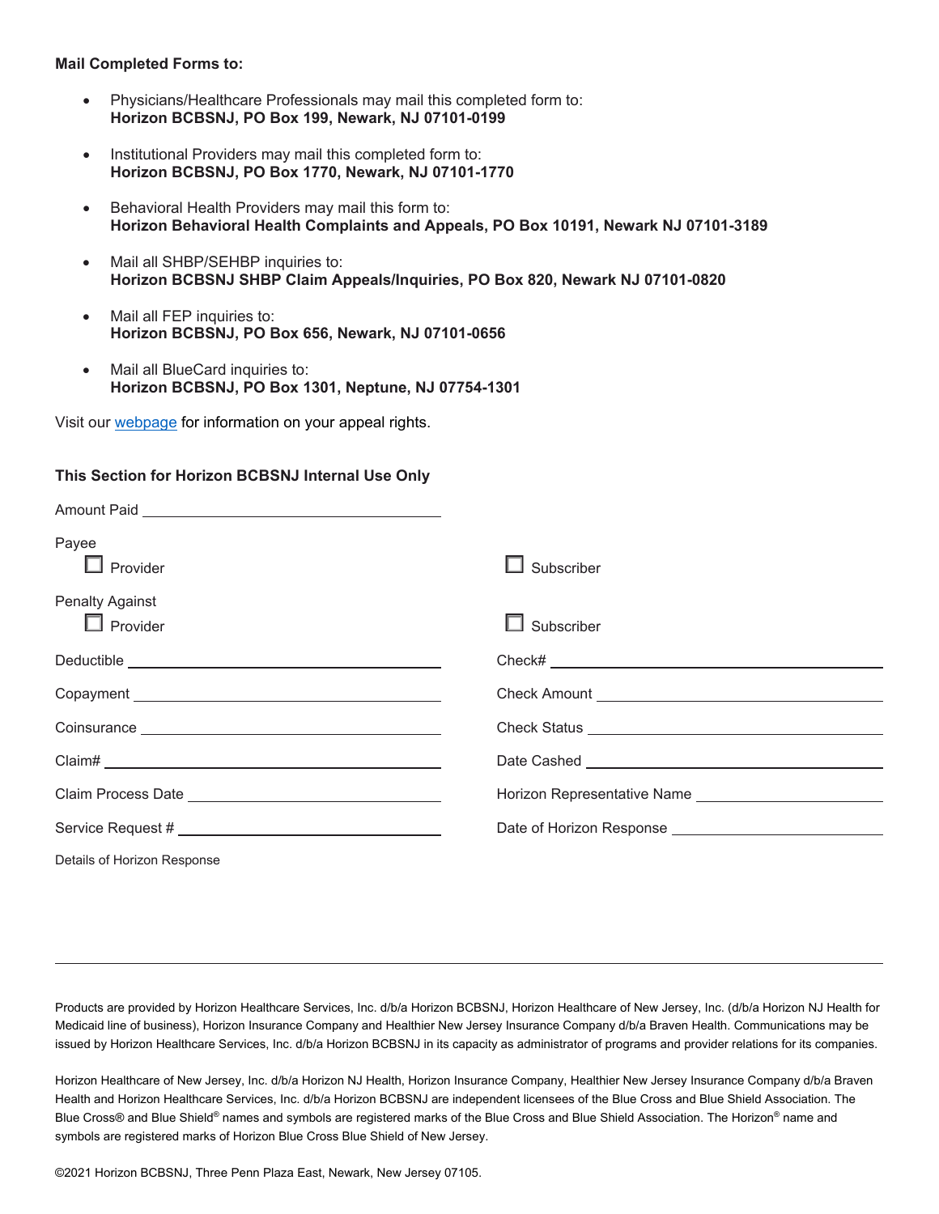**Mail Completed Forms to:**

- Physicians/Healthcare Professionals may mail this completed form to:
  **Horizon BCBSNJ, PO Box 199, Newark, NJ 07101-0199**
- Institutional Providers may mail this completed form to:
  **Horizon BCBSNJ, PO Box 1770, Newark, NJ 07101-1770**
- Behavioral Health Providers may mail this form to:
  **Horizon Behavioral Health Complaints and Appeals, PO Box 10191, Newark NJ 07101-3189**
- Mail all SHBP/SEHBP inquiries to:
  **Horizon BCBSNJ SHBP Claim Appeals/Inquiries, PO Box 820, Newark NJ 07101-0820**
- Mail all FEP inquiries to:
  **Horizon BCBSNJ, PO Box 656, Newark, NJ 07101-0656**
- Mail all BlueCard inquiries to:
  **Horizon BCBSNJ, PO Box 1301, Neptune, NJ 07754-1301**

Visit our webpage for information on your appeal rights.

**This Section for Horizon BCBSNJ Internal Use Only**

Amount Paid ____________________

Payee
☐ Provider ☐ Subscriber

Penalty Against
☐ Provider ☐ Subscriber

Deductible ____________________

Check# ____________________

Copayment ____________________

Check Amount ____________________

Coinsurance ____________________

Check Status ____________________

Claim# ____________________

Date Cashed ____________________

Claim Process Date ____________________

Horizon Representative Name ____________________

Service Request # ____________________

Date of Horizon Response ____________________

Details of Horizon Response

---

Products are provided by Horizon Healthcare Services, Inc. d/b/a Horizon BCBSNJ, Horizon Healthcare of New Jersey, Inc. (d/b/a Horizon NJ Health for Medicaid line of business), Horizon Insurance Company and Healthier New Jersey Insurance Company d/b/a Braven Health. Communications may be issued by Horizon Healthcare Services, Inc. d/b/a Horizon BCBSNJ in its capacity as administrator of programs and provider relations for its companies.

Horizon Healthcare of New Jersey, Inc. d/b/a Horizon NJ Health, Horizon Insurance Company, Healthier New Jersey Insurance Company d/b/a Braven Health and Horizon Healthcare Services, Inc. d/b/a Horizon BCBSNJ are independent licensees of the Blue Cross and Blue Shield Association. The Blue Cross® and Blue Shield® names and symbols are registered marks of the Blue Cross and Blue Shield Association. The Horizon® name and symbols are registered marks of Horizon Blue Cross Blue Shield of New Jersey.

©2021 Horizon BCBSNJ, Three Penn Plaza East, Newark, New Jersey 07105.